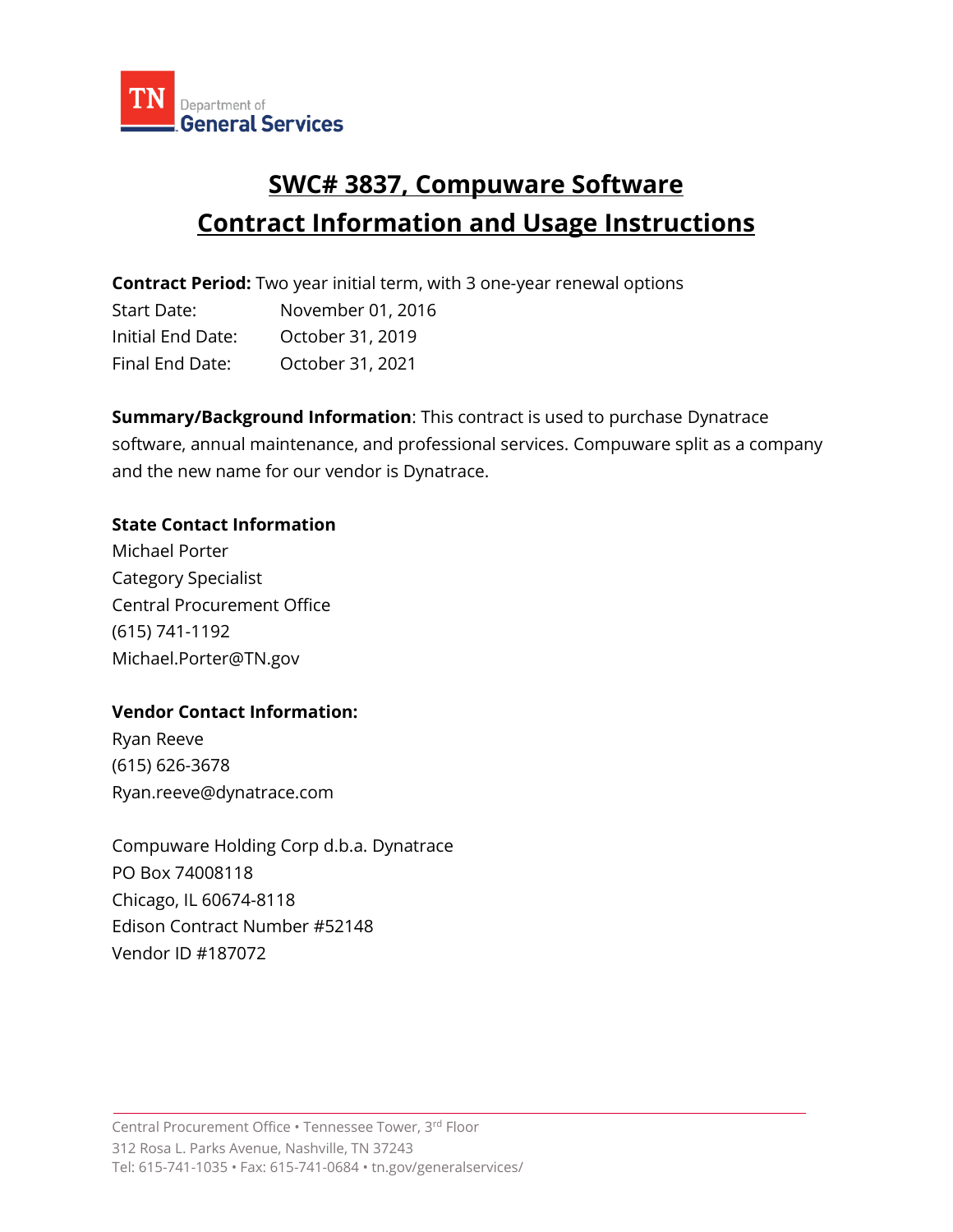TN Department of General Services

# SWC# 3837, Compuware Software
# Contract Information and Usage Instructions

**Contract Period:** Two year initial term, with 3 one-year renewal options

Start Date: November 01, 2016
Initial End Date: October 31, 2019
Final End Date: October 31, 2021

**Summary/Background Information**: This contract is used to purchase Dynatrace software, annual maintenance, and professional services. Compuware split as a company and the new name for our vendor is Dynatrace.

**State Contact Information**

Michael Porter
Category Specialist
Central Procurement Office
(615) 741-1192
Michael.Porter@TN.gov

**Vendor Contact Information:**

Ryan Reeve
(615) 626-3678
Ryan.reeve@dynatrace.com

Compuware Holding Corp d.b.a. Dynatrace
PO Box 74008118
Chicago, IL 60674-8118
Edison Contract Number #52148
Vendor ID #187072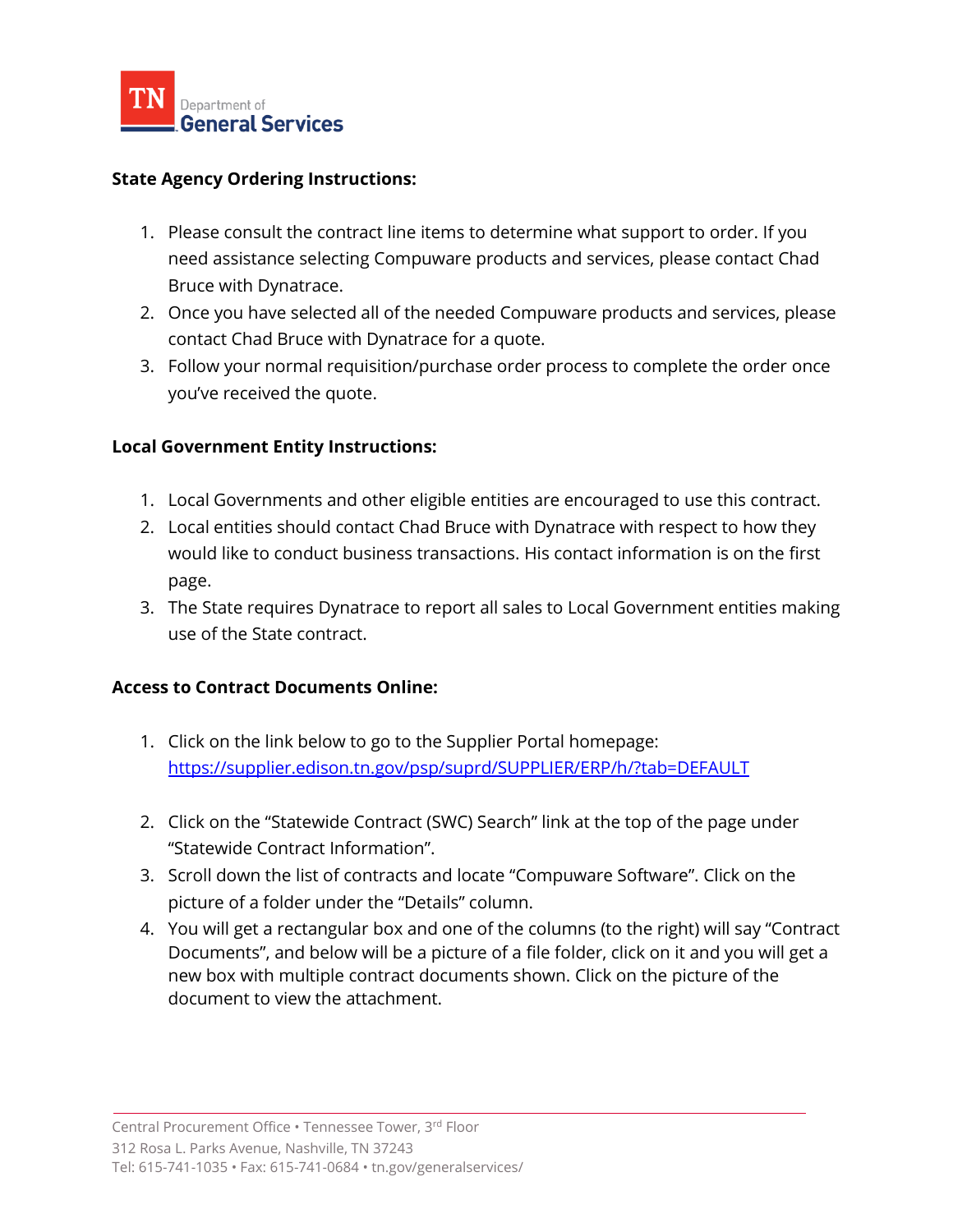**State Agency Ordering Instructions:**

1. Please consult the contract line items to determine what support to order. If you need assistance selecting Compuware products and services, please contact Chad Bruce with Dynatrace.
2. Once you have selected all of the needed Compuware products and services, please contact Chad Bruce with Dynatrace for a quote.
3. Follow your normal requisition/purchase order process to complete the order once you've received the quote.

**Local Government Entity Instructions:**

1. Local Governments and other eligible entities are encouraged to use this contract.
2. Local entities should contact Chad Bruce with Dynatrace with respect to how they would like to conduct business transactions. His contact information is on the first page.
3. The State requires Dynatrace to report all sales to Local Government entities making use of the State contract.

**Access to Contract Documents Online:**

1. Click on the link below to go to the Supplier Portal homepage: https://supplier.edison.tn.gov/psp/suprd/SUPPLIER/ERP/h/?tab=DEFAULT
2. Click on the "Statewide Contract (SWC) Search" link at the top of the page under "Statewide Contract Information".
3. Scroll down the list of contracts and locate "Compuware Software". Click on the picture of a folder under the "Details" column.
4. You will get a rectangular box and one of the columns (to the right) will say "Contract Documents", and below will be a picture of a file folder, click on it and you will get a new box with multiple contract documents shown. Click on the picture of the document to view the attachment.